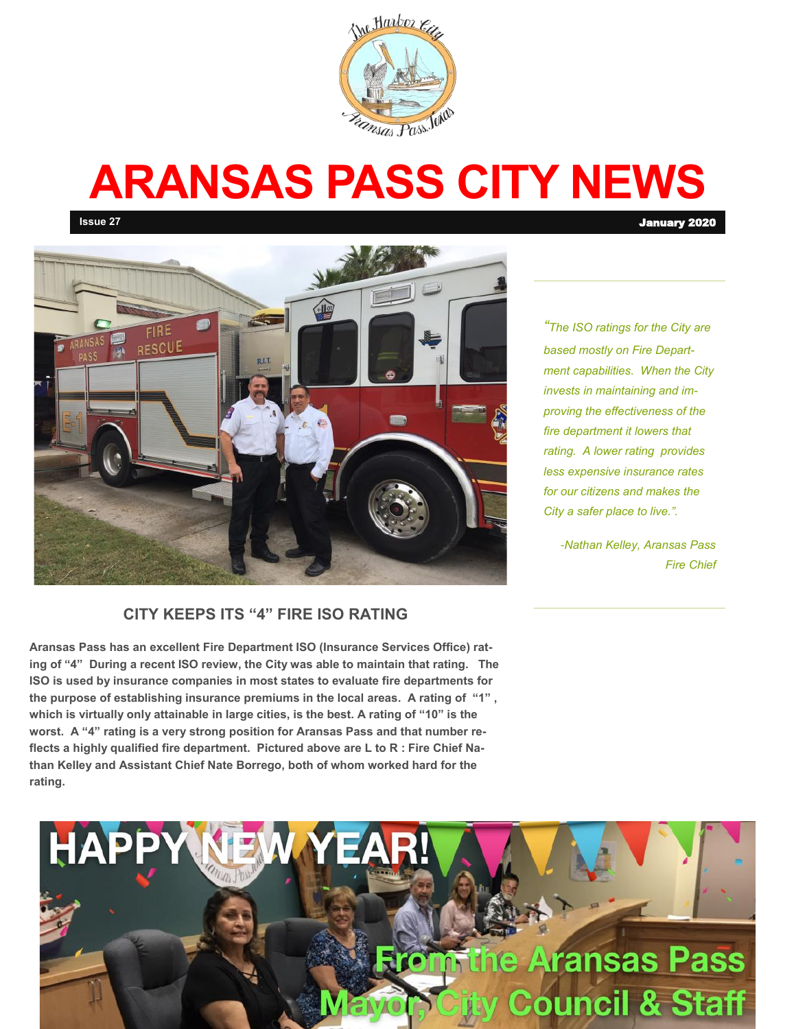# ARANSAS PASS CITY NEWS

**Issue 27** **January 2020**

*"The ISO ratings for the City are based mostly on Fire Department capabilities. When the City invests in maintaining and improving the effectiveness of the fire department it lowers that rating. A lower rating provides less expensive insurance rates for our citizens and makes the City a safer place to live.".*

*-Nathan Kelley, Aransas Pass Fire Chief*

## CITY KEEPS ITS "4" FIRE ISO RATING

**Aransas Pass has an excellent Fire Department ISO (Insurance Services Office) rating of "4" During a recent ISO review, the City was able to maintain that rating. The ISO is used by insurance companies in most states to evaluate fire departments for the purpose of establishing insurance premiums in the local areas. A rating of "1" , which is virtually only attainable in large cities, is the best. A rating of "10" is the worst. A "4" rating is a very strong position for Aransas Pass and that number reflects a highly qualified fire department. Pictured above are L to R : Fire Chief Nathan Kelley and Assistant Chief Nate Borrego, both of whom worked hard for the rating.**

HAPPY NEW YEAR!

From the Aransas Pass Mayor, City Council & Staff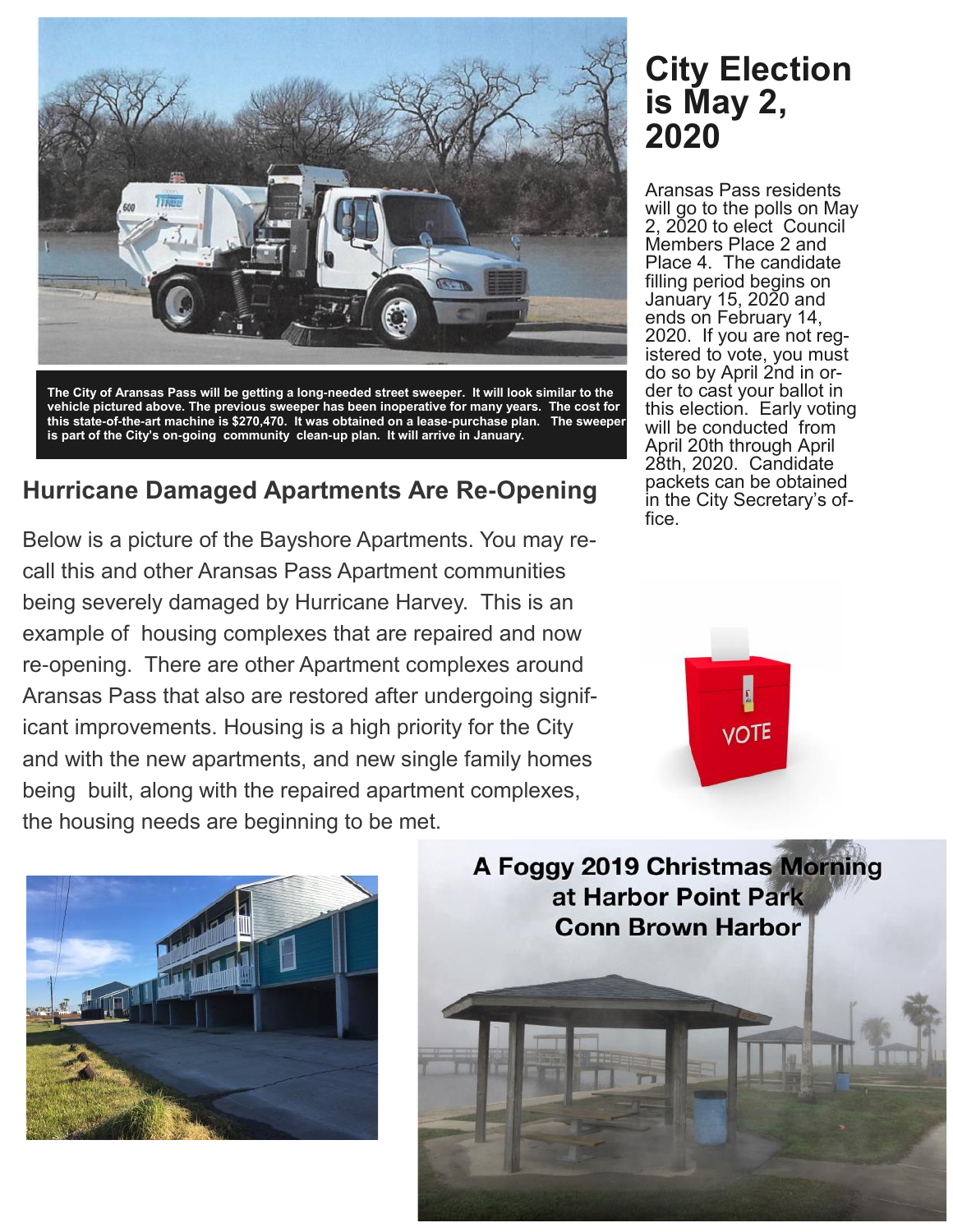The City of Aransas Pass will be getting a long-needed street sweeper. It will look similar to the vehicle pictured above. The previous sweeper has been inoperative for many years. The cost for this state-of-the-art machine is $270,470. It was obtained on a lease-purchase plan. The sweeper is part of the City's on-going community clean-up plan. It will arrive in January.

## Hurricane Damaged Apartments Are Re-Opening

Below is a picture of the Bayshore Apartments. You may recall this and other Aransas Pass Apartment communities being severely damaged by Hurricane Harvey. This is an example of housing complexes that are repaired and now re-opening. There are other Apartment complexes around Aransas Pass that also are restored after undergoing significant improvements. Housing is a high priority for the City and with the new apartments, and new single family homes being built, along with the repaired apartment complexes, the housing needs are beginning to be met.

# City Election is May 2, 2020

Aransas Pass residents will go to the polls on May 2, 2020 to elect Council Members Place 2 and Place 4. The candidate filling period begins on January 15, 2020 and ends on February 14, 2020. If you are not registered to vote, you must do so by April 2nd in order to cast your ballot in this election. Early voting will be conducted from April 20th through April 28th, 2020. Candidate packets can be obtained in the City Secretary's office.

**A Foggy 2019 Christmas Morning at Harbor Point Park Conn Brown Harbor**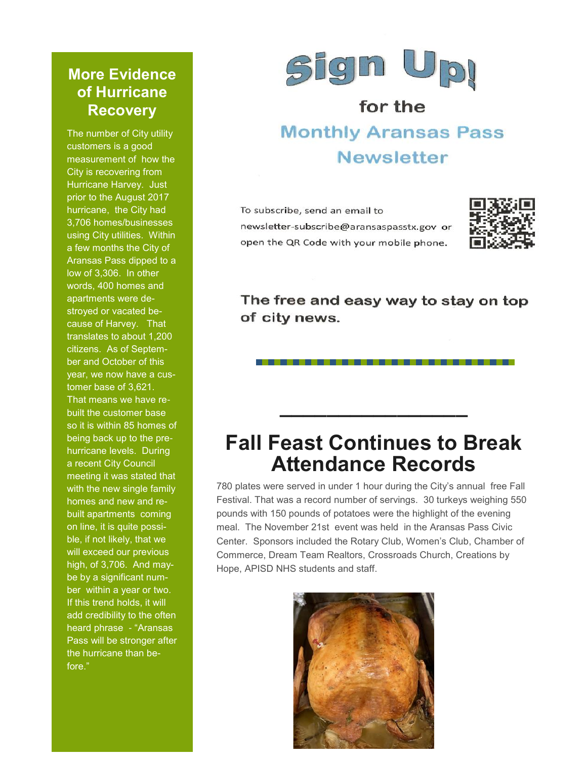## More Evidence of Hurricane Recovery

The number of City utility customers is a good measurement of how the City is recovering from Hurricane Harvey. Just prior to the August 2017 hurricane, the City had 3,706 homes/businesses using City utilities. Within a few months the City of Aransas Pass dipped to a low of 3,306. In other words, 400 homes and apartments were destroyed or vacated because of Harvey. That translates to about 1,200 citizens. As of September and October of this year, we now have a customer base of 3,621. That means we have rebuilt the customer base so it is within 85 homes of being back up to the pre-hurricane levels. During a recent City Council meeting it was stated that with the new single family homes and new and rebuilt apartments coming on line, it is quite possible, if not likely, that we will exceed our previous high, of 3,706. And maybe by a significant number within a year or two. If this trend holds, it will add credibility to the often heard phrase - "Aransas Pass will be stronger after the hurricane than before."

# Sign Up!

### for the

### Monthly Aransas Pass Newsletter

To subscribe, send an email to newsletter-subscribe@aransaspasstx.gov or open the QR Code with your mobile phone.

**The free and easy way to stay on top of city news.**

# Fall Feast Continues to Break Attendance Records

780 plates were served in under 1 hour during the City's annual free Fall Festival. That was a record number of servings. 30 turkeys weighing 550 pounds with 150 pounds of potatoes were the highlight of the evening meal. The November 21st event was held in the Aransas Pass Civic Center. Sponsors included the Rotary Club, Women's Club, Chamber of Commerce, Dream Team Realtors, Crossroads Church, Creations by Hope, APISD NHS students and staff.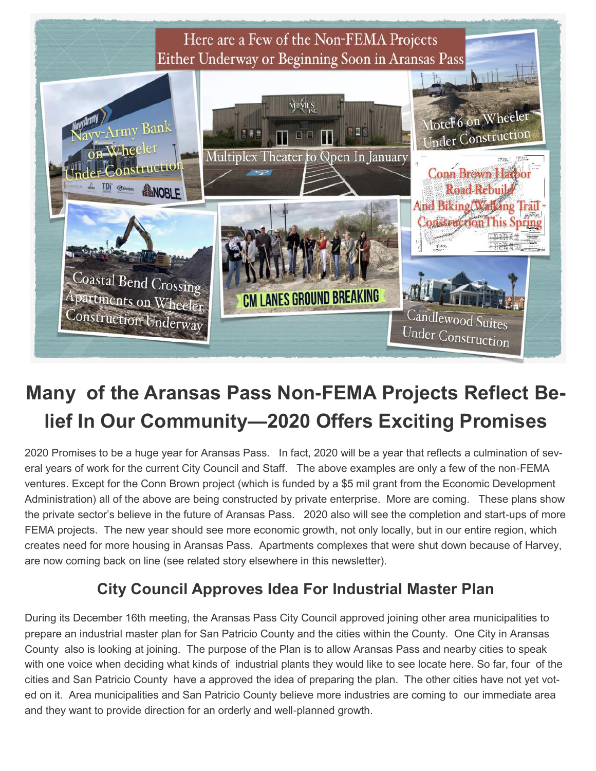Here are a Few of the Non-FEMA Projects Either Underway or Beginning Soon in Aransas Pass

Navy-Army Bank on Wheeler Under Construction

Multiplex Theater to Open In January

Motel 6 on Wheeler Under Construction

Conn Brown Harbor Road Rebuild And Biking/Walking Trail - Construction This Spring

Coastal Bend Crossing Apartments on Wheeler, Construction Underway

CM LANES GROUND BREAKING

Candlewood Suites Under Construction

# Many of the Aransas Pass Non-FEMA Projects Reflect Belief In Our Community—2020 Offers Exciting Promises

2020 Promises to be a huge year for Aransas Pass. In fact, 2020 will be a year that reflects a culmination of several years of work for the current City Council and Staff. The above examples are only a few of the non-FEMA ventures. Except for the Conn Brown project (which is funded by a $5 mil grant from the Economic Development Administration) all of the above are being constructed by private enterprise. More are coming. These plans show the private sector's believe in the future of Aransas Pass. 2020 also will see the completion and start-ups of more FEMA projects. The new year should see more economic growth, not only locally, but in our entire region, which creates need for more housing in Aransas Pass. Apartments complexes that were shut down because of Harvey, are now coming back on line (see related story elsewhere in this newsletter).

## City Council Approves Idea For Industrial Master Plan

During its December 16th meeting, the Aransas Pass City Council approved joining other area municipalities to prepare an industrial master plan for San Patricio County and the cities within the County. One City in Aransas County also is looking at joining. The purpose of the Plan is to allow Aransas Pass and nearby cities to speak with one voice when deciding what kinds of industrial plants they would like to see locate here. So far, four of the cities and San Patricio County have a approved the idea of preparing the plan. The other cities have not yet voted on it. Area municipalities and San Patricio County believe more industries are coming to our immediate area and they want to provide direction for an orderly and well-planned growth.